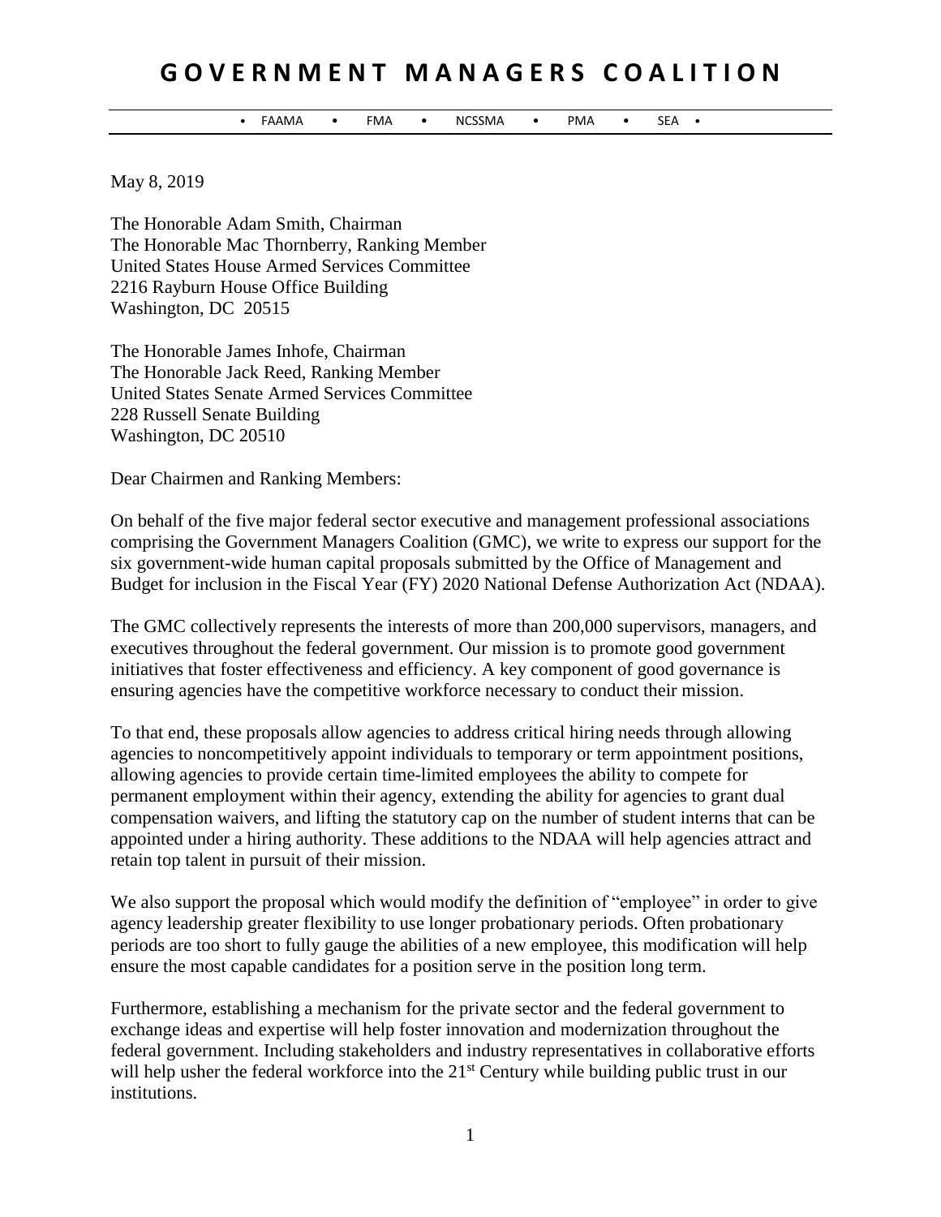# GOVERNMENT MANAGERS COALITION

• FAAMA • FMA • NCSSMA • PMA • SEA •

May 8, 2019

The Honorable Adam Smith, Chairman
The Honorable Mac Thornberry, Ranking Member
United States House Armed Services Committee
2216 Rayburn House Office Building
Washington, DC 20515

The Honorable James Inhofe, Chairman
The Honorable Jack Reed, Ranking Member
United States Senate Armed Services Committee
228 Russell Senate Building
Washington, DC 20510

Dear Chairmen and Ranking Members:

On behalf of the five major federal sector executive and management professional associations comprising the Government Managers Coalition (GMC), we write to express our support for the six government-wide human capital proposals submitted by the Office of Management and Budget for inclusion in the Fiscal Year (FY) 2020 National Defense Authorization Act (NDAA).

The GMC collectively represents the interests of more than 200,000 supervisors, managers, and executives throughout the federal government. Our mission is to promote good government initiatives that foster effectiveness and efficiency. A key component of good governance is ensuring agencies have the competitive workforce necessary to conduct their mission.

To that end, these proposals allow agencies to address critical hiring needs through allowing agencies to noncompetitively appoint individuals to temporary or term appointment positions, allowing agencies to provide certain time-limited employees the ability to compete for permanent employment within their agency, extending the ability for agencies to grant dual compensation waivers, and lifting the statutory cap on the number of student interns that can be appointed under a hiring authority. These additions to the NDAA will help agencies attract and retain top talent in pursuit of their mission.

We also support the proposal which would modify the definition of "employee" in order to give agency leadership greater flexibility to use longer probationary periods. Often probationary periods are too short to fully gauge the abilities of a new employee, this modification will help ensure the most capable candidates for a position serve in the position long term.

Furthermore, establishing a mechanism for the private sector and the federal government to exchange ideas and expertise will help foster innovation and modernization throughout the federal government. Including stakeholders and industry representatives in collaborative efforts will help usher the federal workforce into the 21st Century while building public trust in our institutions.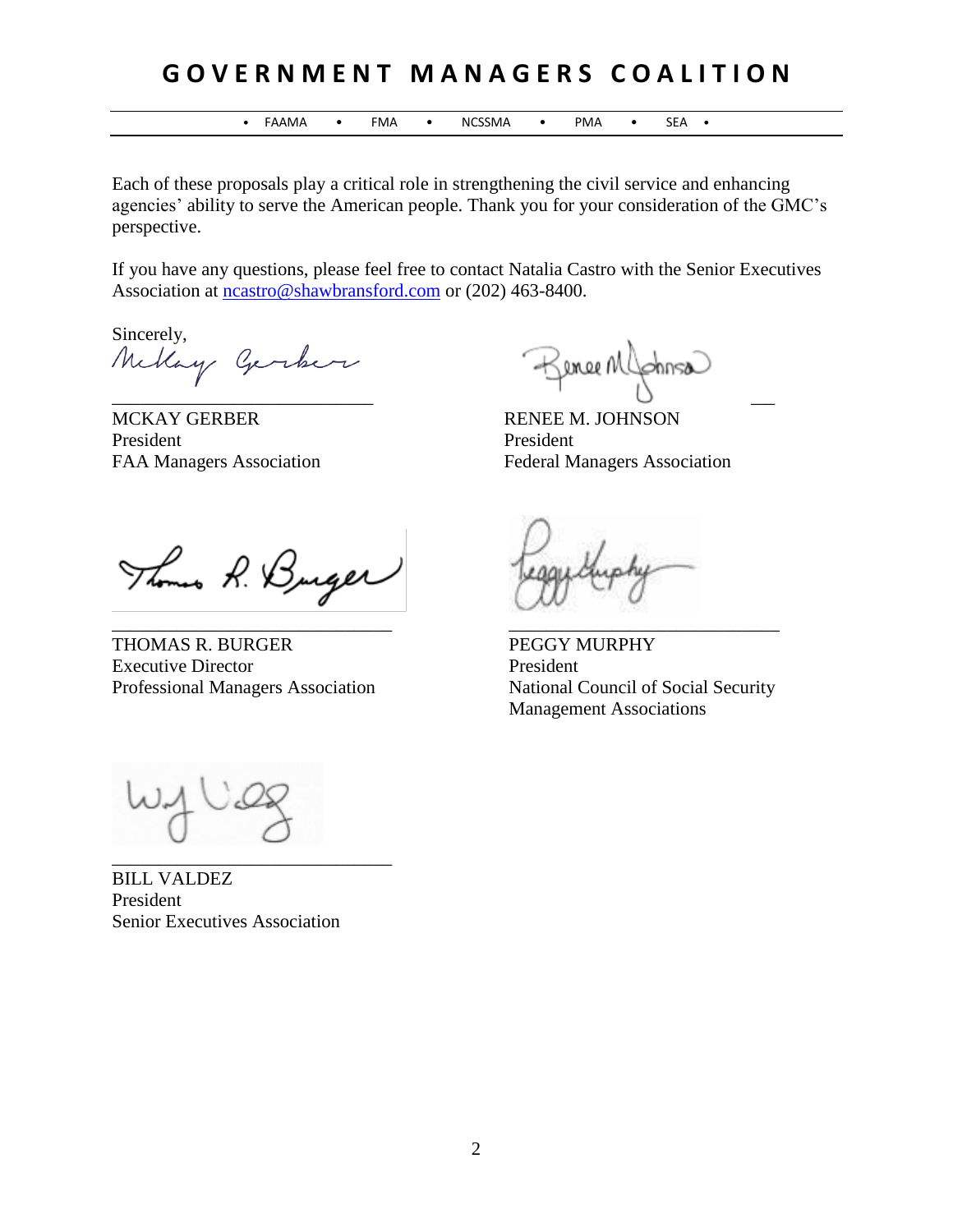Each of these proposals play a critical role in strengthening the civil service and enhancing agencies' ability to serve the American people. Thank you for your consideration of the GMC's perspective.

If you have any questions, please feel free to contact Natalia Castro with the Senior Executives Association at ncastro@shawbransford.com or (202) 463-8400.

Sincerely,

MCKAY GERBER
President
FAA Managers Association

RENEE M. JOHNSON
President
Federal Managers Association

THOMAS R. BURGER
Executive Director
Professional Managers Association

PEGGY MURPHY
President
National Council of Social Security Management Associations

BILL VALDEZ
President
Senior Executives Association